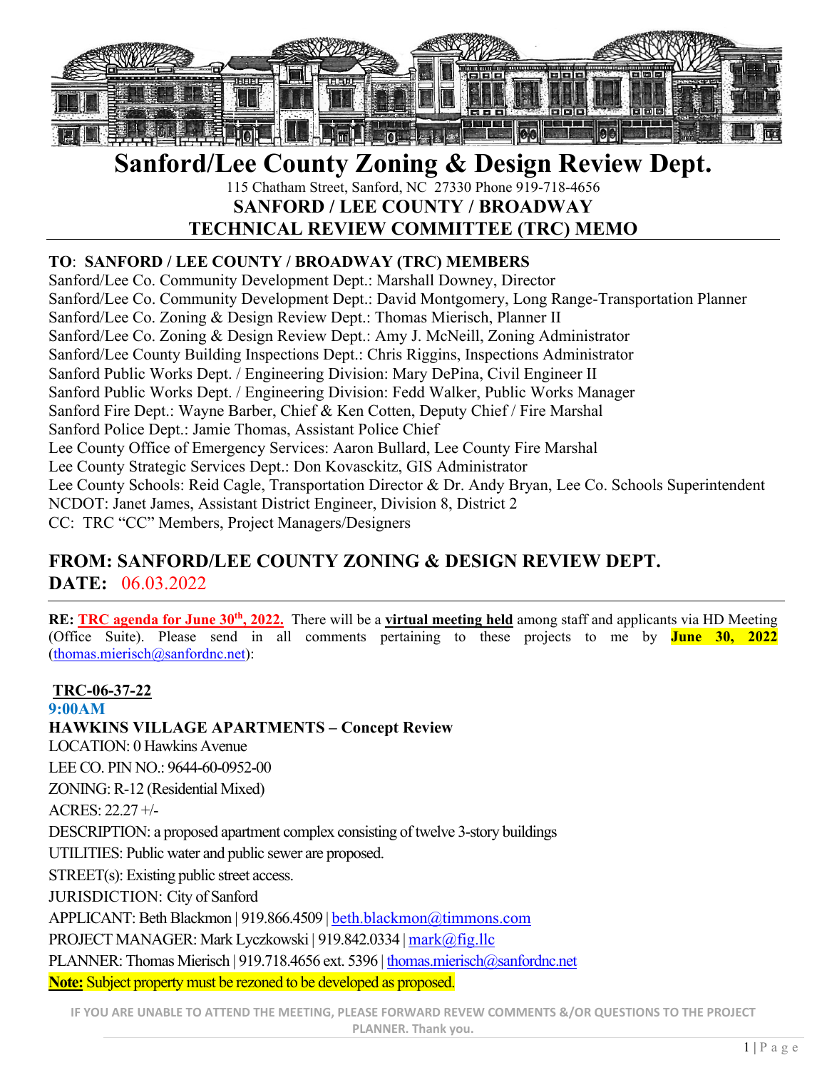# Sanford/Lee County Zoning & Design Review Dept.

115 Chatham Street, Sanford, NC 27330 Phone 919-718-4656

## SANFORD / LEE COUNTY / BROADWAY
## TECHNICAL REVIEW COMMITTEE (TRC) MEMO

**TO**: **SANFORD / LEE COUNTY / BROADWAY (TRC) MEMBERS**

Sanford/Lee Co. Community Development Dept.: Marshall Downey, Director
Sanford/Lee Co. Community Development Dept.: David Montgomery, Long Range-Transportation Planner
Sanford/Lee Co. Zoning & Design Review Dept.: Thomas Mierisch, Planner II
Sanford/Lee Co. Zoning & Design Review Dept.: Amy J. McNeill, Zoning Administrator
Sanford/Lee County Building Inspections Dept.: Chris Riggins, Inspections Administrator
Sanford Public Works Dept. / Engineering Division: Mary DePina, Civil Engineer II
Sanford Public Works Dept. / Engineering Division: Fedd Walker, Public Works Manager
Sanford Fire Dept.: Wayne Barber, Chief & Ken Cotten, Deputy Chief / Fire Marshal
Sanford Police Dept.: Jamie Thomas, Assistant Police Chief
Lee County Office of Emergency Services: Aaron Bullard, Lee County Fire Marshal
Lee County Strategic Services Dept.: Don Kovasckitz, GIS Administrator
Lee County Schools: Reid Cagle, Transportation Director & Dr. Andy Bryan, Lee Co. Schools Superintendent
NCDOT: Janet James, Assistant District Engineer, Division 8, District 2
CC: TRC "CC" Members, Project Managers/Designers

## FROM: SANFORD/LEE COUNTY ZONING & DESIGN REVIEW DEPT.
## DATE: 06.03.2022

**RE: TRC agenda for June 30th, 2022.** There will be a **virtual meeting held** among staff and applicants via HD Meeting (Office Suite). Please send in all comments pertaining to these projects to me by **June 30, 2022** (thomas.mierisch@sanfordnc.net):

**TRC-06-37-22**

**9:00AM**

**HAWKINS VILLAGE APARTMENTS – Concept Review**

LOCATION: 0 Hawkins Avenue
LEE CO. PIN NO.: 9644-60-0952-00
ZONING: R-12 (Residential Mixed)
ACRES: 22.27 +/-
DESCRIPTION: a proposed apartment complex consisting of twelve 3-story buildings
UTILITIES: Public water and public sewer are proposed.
STREET(s): Existing public street access.
JURISDICTION: City of Sanford
APPLICANT: Beth Blackmon | 919.866.4509 | beth.blackmon@timmons.com
PROJECT MANAGER: Mark Lyczkowski | 919.842.0334 | mark@fig.llc
PLANNER: Thomas Mierisch | 919.718.4656 ext. 5396 | thomas.mierisch@sanfordnc.net

**Note:** Subject property must be rezoned to be developed as proposed.

IF YOU ARE UNABLE TO ATTEND THE MEETING, PLEASE FORWARD REVEW COMMENTS &/OR QUESTIONS TO THE PROJECT PLANNER. Thank you.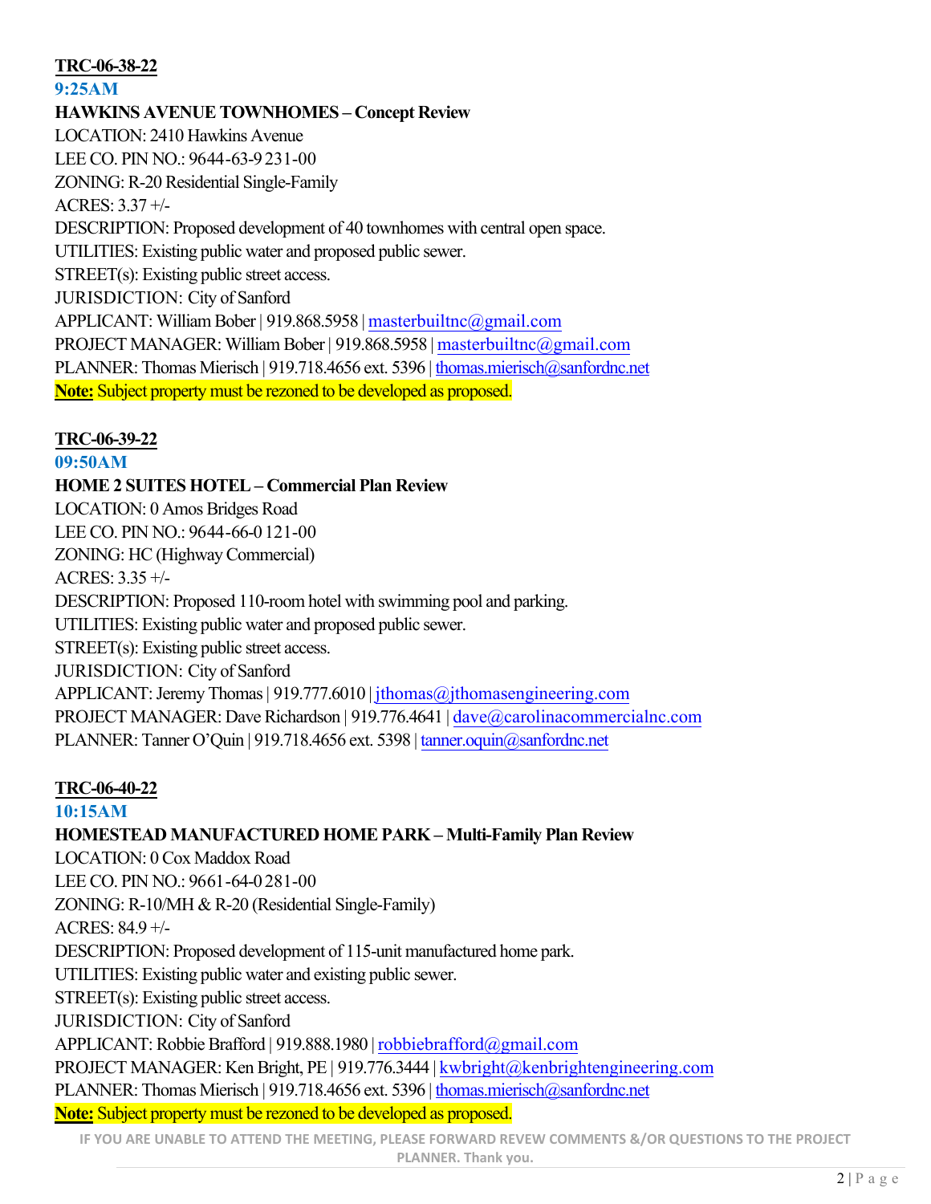**TRC-06-38-22**

**9:25AM**

**HAWKINS AVENUE TOWNHOMES – Concept Review**

LOCATION: 2410 Hawkins Avenue
LEE CO. PIN NO.: 9644-63-9231-00
ZONING: R-20 Residential Single-Family
ACRES: 3.37 +/-
DESCRIPTION: Proposed development of 40 townhomes with central open space.
UTILITIES: Existing public water and proposed public sewer.
STREET(s): Existing public street access.
JURISDICTION: City of Sanford
APPLICANT: William Bober | 919.868.5958 | masterbuiltnc@gmail.com
PROJECT MANAGER: William Bober | 919.868.5958 | masterbuiltnc@gmail.com
PLANNER: Thomas Mierisch | 919.718.4656 ext. 5396 | thomas.mierisch@sanfordnc.net
**Note:** Subject property must be rezoned to be developed as proposed.

**TRC-06-39-22**

**09:50AM**

**HOME 2 SUITES HOTEL – Commercial Plan Review**

LOCATION: 0 Amos Bridges Road
LEE CO. PIN NO.: 9644-66-0121-00
ZONING: HC (Highway Commercial)
ACRES: 3.35 +/-
DESCRIPTION: Proposed 110-room hotel with swimming pool and parking.
UTILITIES: Existing public water and proposed public sewer.
STREET(s): Existing public street access.
JURISDICTION: City of Sanford
APPLICANT: Jeremy Thomas | 919.777.6010 | jthomas@jthomasengineering.com
PROJECT MANAGER: Dave Richardson | 919.776.4641 | dave@carolinacommercialnc.com
PLANNER: Tanner O'Quin | 919.718.4656 ext. 5398 | tanner.oquin@sanfordnc.net

**TRC-06-40-22**

**10:15AM**

**HOMESTEAD MANUFACTURED HOME PARK – Multi-Family Plan Review**

LOCATION: 0 Cox Maddox Road
LEE CO. PIN NO.: 9661-64-0281-00
ZONING: R-10/MH & R-20 (Residential Single-Family)
ACRES: 84.9 +/-
DESCRIPTION: Proposed development of 115-unit manufactured home park.
UTILITIES: Existing public water and existing public sewer.
STREET(s): Existing public street access.
JURISDICTION: City of Sanford
APPLICANT: Robbie Brafford | 919.888.1980 | robbiebrafford@gmail.com
PROJECT MANAGER: Ken Bright, PE | 919.776.3444 | kwbright@kenbrightengineering.com
PLANNER: Thomas Mierisch | 919.718.4656 ext. 5396 | thomas.mierisch@sanfordnc.net
**Note:** Subject property must be rezoned to be developed as proposed.

**IF YOU ARE UNABLE TO ATTEND THE MEETING, PLEASE FORWARD REVEW COMMENTS &/OR QUESTIONS TO THE PROJECT PLANNER. Thank you.**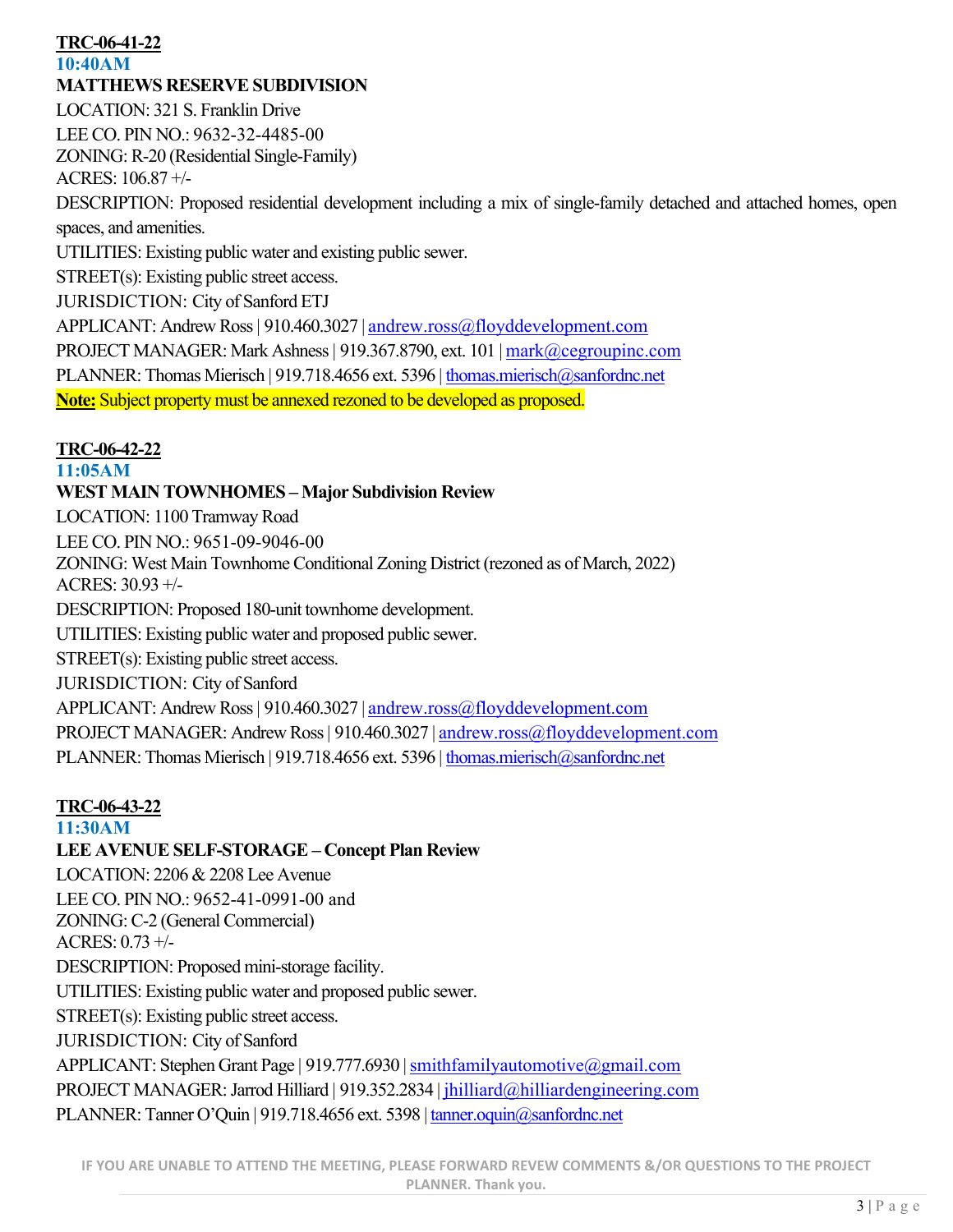**TRC-06-41-22**

**10:40AM**

**MATTHEWS RESERVE SUBDIVISION**

LOCATION: 321 S. Franklin Drive

LEE CO. PIN NO.: 9632-32-4485-00

ZONING: R-20 (Residential Single-Family)

ACRES: 106.87 +/-

DESCRIPTION: Proposed residential development including a mix of single-family detached and attached homes, open spaces, and amenities.

UTILITIES: Existing public water and existing public sewer.

STREET(s): Existing public street access.

JURISDICTION: City of Sanford ETJ

APPLICANT: Andrew Ross | 910.460.3027 | andrew.ross@floyddevelopment.com

PROJECT MANAGER: Mark Ashness | 919.367.8790, ext. 101 | mark@cegroupinc.com

PLANNER: Thomas Mierisch | 919.718.4656 ext. 5396 | thomas.mierisch@sanfordnc.net

**Note:** Subject property must be annexed rezoned to be developed as proposed.

**TRC-06-42-22**

**11:05AM**

**WEST MAIN TOWNHOMES – Major Subdivision Review**

LOCATION: 1100 Tramway Road

LEE CO. PIN NO.: 9651-09-9046-00

ZONING: West Main Townhome Conditional Zoning District (rezoned as of March, 2022)

ACRES: 30.93 +/-

DESCRIPTION: Proposed 180-unit townhome development.

UTILITIES: Existing public water and proposed public sewer.

STREET(s): Existing public street access.

JURISDICTION: City of Sanford

APPLICANT: Andrew Ross | 910.460.3027 | andrew.ross@floyddevelopment.com

PROJECT MANAGER: Andrew Ross | 910.460.3027 | andrew.ross@floyddevelopment.com

PLANNER: Thomas Mierisch | 919.718.4656 ext. 5396 | thomas.mierisch@sanfordnc.net

**TRC-06-43-22**

**11:30AM**

**LEE AVENUE SELF-STORAGE – Concept Plan Review**

LOCATION: 2206 & 2208 Lee Avenue

LEE CO. PIN NO.: 9652-41-0991-00 and

ZONING: C-2 (General Commercial)

ACRES: 0.73 +/-

DESCRIPTION: Proposed mini-storage facility.

UTILITIES: Existing public water and proposed public sewer.

STREET(s): Existing public street access.

JURISDICTION: City of Sanford

APPLICANT: Stephen Grant Page | 919.777.6930 | smithfamilyautomotive@gmail.com

PROJECT MANAGER: Jarrod Hilliard | 919.352.2834 | jhilliard@hilliardengineering.com

PLANNER: Tanner O'Quin | 919.718.4656 ext. 5398 | tanner.oquin@sanfordnc.net

IF YOU ARE UNABLE TO ATTEND THE MEETING, PLEASE FORWARD REVEW COMMENTS &/OR QUESTIONS TO THE PROJECT PLANNER. Thank you.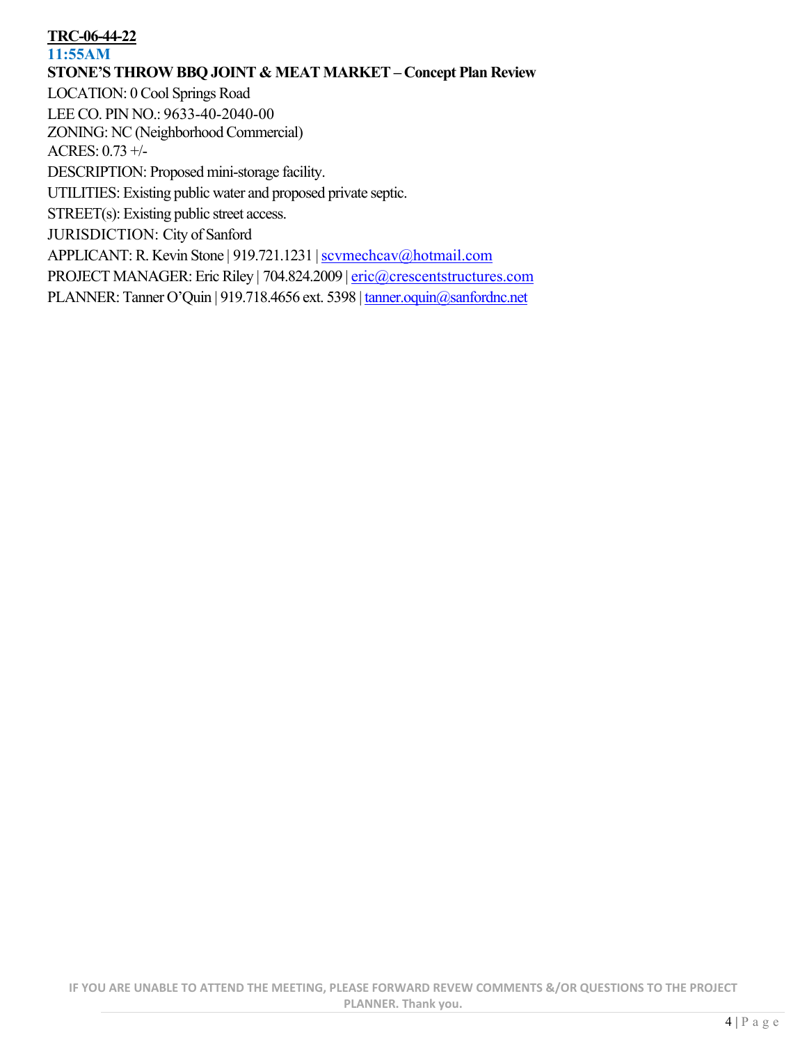**TRC-06-44-22**

**11:55AM**

**STONE'S THROW BBQ JOINT & MEAT MARKET – Concept Plan Review**

LOCATION: 0 Cool Springs Road
LEE CO. PIN NO.: 9633-40-2040-00
ZONING: NC (Neighborhood Commercial)
ACRES: 0.73 +/-
DESCRIPTION: Proposed mini-storage facility.
UTILITIES: Existing public water and proposed private septic.
STREET(s): Existing public street access.
JURISDICTION: City of Sanford
APPLICANT: R. Kevin Stone | 919.721.1231 | scvmechcav@hotmail.com
PROJECT MANAGER: Eric Riley | 704.824.2009 | eric@crescentstructures.com
PLANNER: Tanner O'Quin | 919.718.4656 ext. 5398 | tanner.oquin@sanfordnc.net

**IF YOU ARE UNABLE TO ATTEND THE MEETING, PLEASE FORWARD REVEW COMMENTS &/OR QUESTIONS TO THE PROJECT PLANNER. Thank you.**